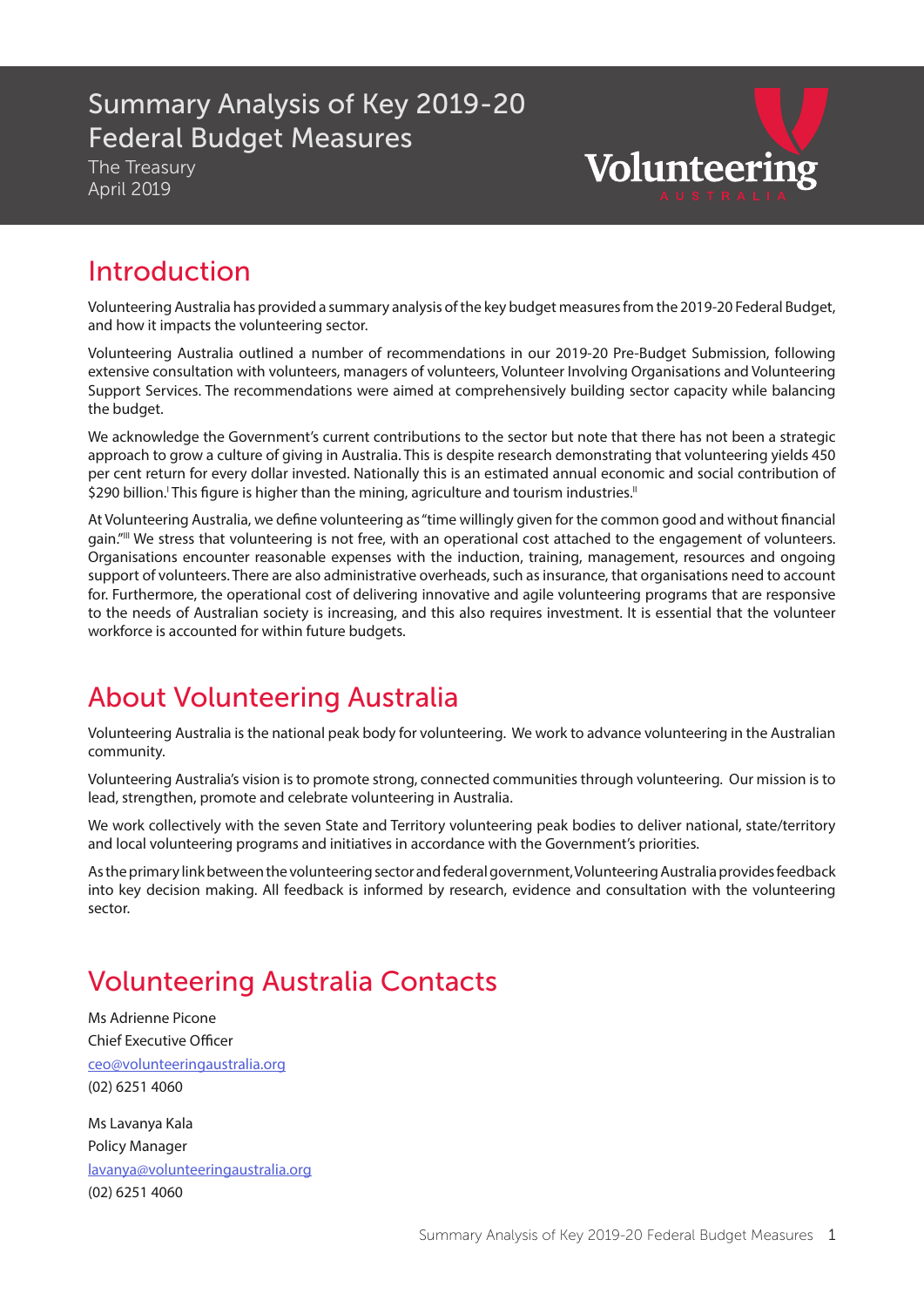# Summary Analysis of Key 2019-20 Federal Budget Measures

The Treasury
April 2019

## Introduction

Volunteering Australia has provided a summary analysis of the key budget measures from the 2019-20 Federal Budget, and how it impacts the volunteering sector.

Volunteering Australia outlined a number of recommendations in our 2019-20 Pre-Budget Submission, following extensive consultation with volunteers, managers of volunteers, Volunteer Involving Organisations and Volunteering Support Services. The recommendations were aimed at comprehensively building sector capacity while balancing the budget.

We acknowledge the Government's current contributions to the sector but note that there has not been a strategic approach to grow a culture of giving in Australia. This is despite research demonstrating that volunteering yields 450 per cent return for every dollar invested. Nationally this is an estimated annual economic and social contribution of $290 billion.[i] This figure is higher than the mining, agriculture and tourism industries.[ii]

At Volunteering Australia, we define volunteering as "time willingly given for the common good and without financial gain."[iii] We stress that volunteering is not free, with an operational cost attached to the engagement of volunteers. Organisations encounter reasonable expenses with the induction, training, management, resources and ongoing support of volunteers. There are also administrative overheads, such as insurance, that organisations need to account for. Furthermore, the operational cost of delivering innovative and agile volunteering programs that are responsive to the needs of Australian society is increasing, and this also requires investment. It is essential that the volunteer workforce is accounted for within future budgets.

## About Volunteering Australia

Volunteering Australia is the national peak body for volunteering. We work to advance volunteering in the Australian community.

Volunteering Australia's vision is to promote strong, connected communities through volunteering. Our mission is to lead, strengthen, promote and celebrate volunteering in Australia.

We work collectively with the seven State and Territory volunteering peak bodies to deliver national, state/territory and local volunteering programs and initiatives in accordance with the Government's priorities.

As the primary link between the volunteering sector and federal government, Volunteering Australia provides feedback into key decision making. All feedback is informed by research, evidence and consultation with the volunteering sector.

## Volunteering Australia Contacts

Ms Adrienne Picone
Chief Executive Officer
ceo@volunteeringaustralia.org
(02) 6251 4060

Ms Lavanya Kala
Policy Manager
lavanya@volunteeringaustralia.org
(02) 6251 4060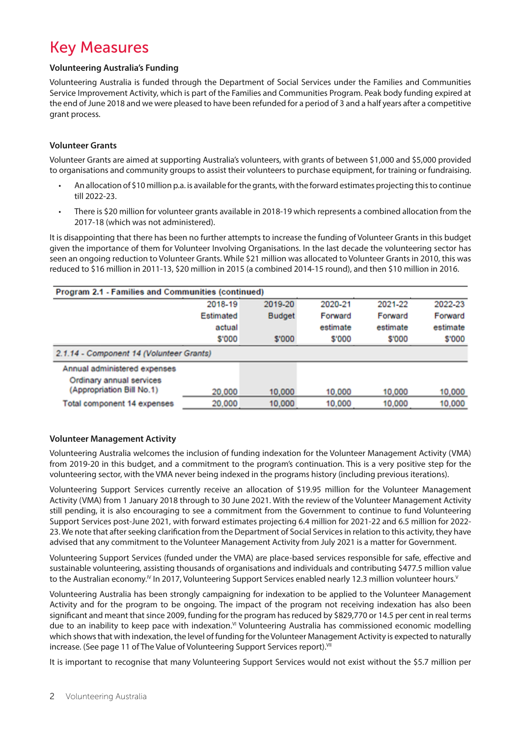# Key Measures

**Volunteering Australia's Funding**

Volunteering Australia is funded through the Department of Social Services under the Families and Communities Service Improvement Activity, which is part of the Families and Communities Program. Peak body funding expired at the end of June 2018 and we were pleased to have been refunded for a period of 3 and a half years after a competitive grant process.

**Volunteer Grants**

Volunteer Grants are aimed at supporting Australia's volunteers, with grants of between $1,000 and $5,000 provided to organisations and community groups to assist their volunteers to purchase equipment, for training or fundraising.

- An allocation of $10 million p.a. is available for the grants, with the forward estimates projecting this to continue till 2022-23.
- There is $20 million for volunteer grants available in 2018-19 which represents a combined allocation from the 2017-18 (which was not administered).

It is disappointing that there has been no further attempts to increase the funding of Volunteer Grants in this budget given the importance of them for Volunteer Involving Organisations. In the last decade the volunteering sector has seen an ongoing reduction to Volunteer Grants. While $21 million was allocated to Volunteer Grants in 2010, this was reduced to $16 million in 2011-13, $20 million in 2015 (a combined 2014-15 round), and then $10 million in 2016.

| Program 2.1 - Families and Communities (continued) | 2018-19 Estimated actual $'000 | 2019-20 Budget $'000 | 2020-21 Forward estimate $'000 | 2021-22 Forward estimate $'000 | 2022-23 Forward estimate $'000 |
|---|---|---|---|---|---|
| *2.1.14 - Component 14 (Volunteer Grants)* | | | | | |
| Annual administered expenses | | | | | |
| Ordinary annual services (Appropriation Bill No.1) | 20,000 | 10,000 | 10,000 | 10,000 | 10,000 |
| Total component 14 expenses | 20,000 | 10,000 | 10,000 | 10,000 | 10,000 |

**Volunteer Management Activity**

Volunteering Australia welcomes the inclusion of funding indexation for the Volunteer Management Activity (VMA) from 2019-20 in this budget, and a commitment to the program's continuation. This is a very positive step for the volunteering sector, with the VMA never being indexed in the programs history (including previous iterations).

Volunteering Support Services currently receive an allocation of $19.95 million for the Volunteer Management Activity (VMA) from 1 January 2018 through to 30 June 2021. With the review of the Volunteer Management Activity still pending, it is also encouraging to see a commitment from the Government to continue to fund Volunteering Support Services post-June 2021, with forward estimates projecting 6.4 million for 2021-22 and 6.5 million for 2022-23. We note that after seeking clarification from the Department of Social Services in relation to this activity, they have advised that any commitment to the Volunteer Management Activity from July 2021 is a matter for Government.

Volunteering Support Services (funded under the VMA) are place-based services responsible for safe, effective and sustainable volunteering, assisting thousands of organisations and individuals and contributing $477.5 million value to the Australian economy.[IV] In 2017, Volunteering Support Services enabled nearly 12.3 million volunteer hours.[V]

Volunteering Australia has been strongly campaigning for indexation to be applied to the Volunteer Management Activity and for the program to be ongoing. The impact of the program not receiving indexation has also been significant and meant that since 2009, funding for the program has reduced by $829,770 or 14.5 per cent in real terms due to an inability to keep pace with indexation.[VI] Volunteering Australia has commissioned economic modelling which shows that with indexation, the level of funding for the Volunteer Management Activity is expected to naturally increase. (See page 11 of The Value of Volunteering Support Services report).[VII]

It is important to recognise that many Volunteering Support Services would not exist without the $5.7 million per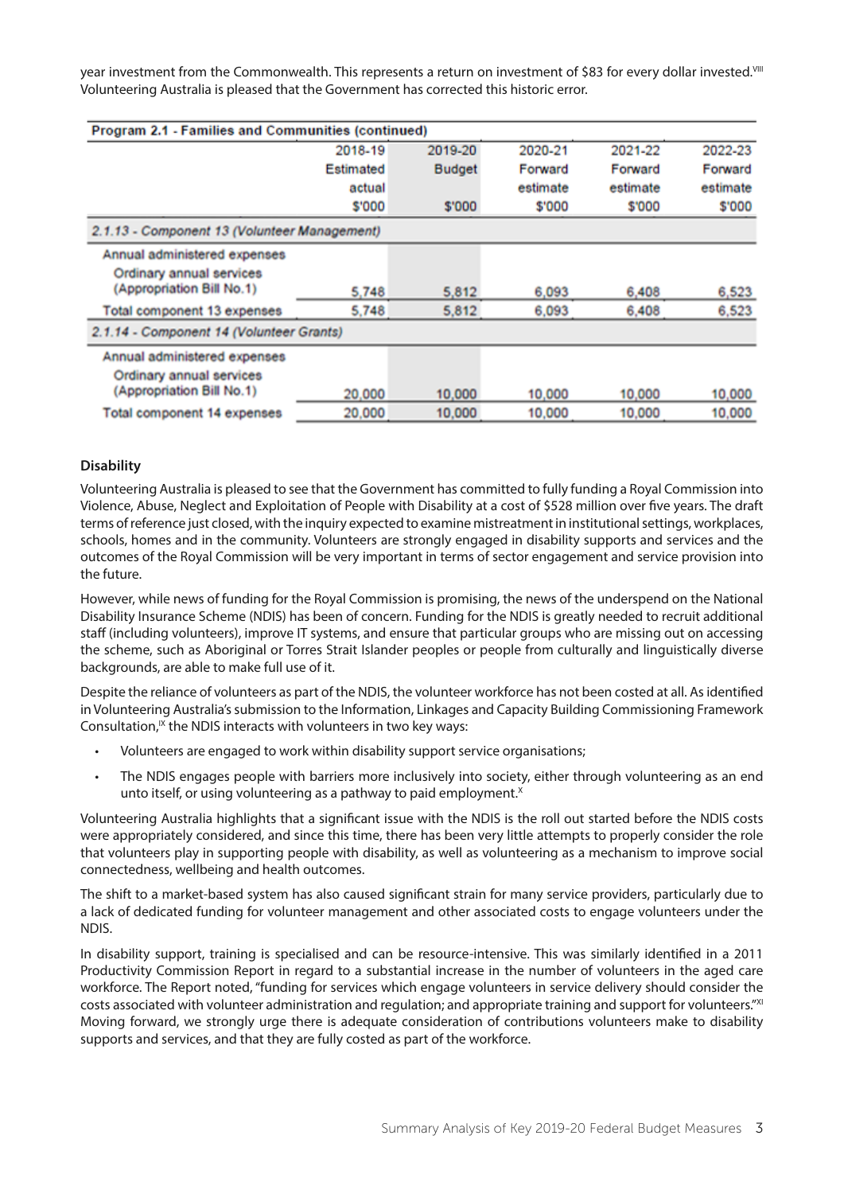year investment from the Commonwealth. This represents a return on investment of $83 for every dollar invested.[VIII] Volunteering Australia is pleased that the Government has corrected this historic error.

| Program 2.1 - Families and Communities (continued) | 2018-19 Estimated actual $'000 | 2019-20 Budget $'000 | 2020-21 Forward estimate $'000 | 2021-22 Forward estimate $'000 | 2022-23 Forward estimate $'000 |
|---|---|---|---|---|---|
| *2.1.13 - Component 13 (Volunteer Management)* | | | | | |
| Annual administered expenses | | | | | |
| Ordinary annual services (Appropriation Bill No.1) | 5,748 | 5,812 | 6,093 | 6,408 | 6,523 |
| Total component 13 expenses | 5,748 | 5,812 | 6,093 | 6,408 | 6,523 |
| *2.1.14 - Component 14 (Volunteer Grants)* | | | | | |
| Annual administered expenses | | | | | |
| Ordinary annual services (Appropriation Bill No.1) | 20,000 | 10,000 | 10,000 | 10,000 | 10,000 |
| Total component 14 expenses | 20,000 | 10,000 | 10,000 | 10,000 | 10,000 |

**Disability**

Volunteering Australia is pleased to see that the Government has committed to fully funding a Royal Commission into Violence, Abuse, Neglect and Exploitation of People with Disability at a cost of $528 million over five years. The draft terms of reference just closed, with the inquiry expected to examine mistreatment in institutional settings, workplaces, schools, homes and in the community. Volunteers are strongly engaged in disability supports and services and the outcomes of the Royal Commission will be very important in terms of sector engagement and service provision into the future.

However, while news of funding for the Royal Commission is promising, the news of the underspend on the National Disability Insurance Scheme (NDIS) has been of concern. Funding for the NDIS is greatly needed to recruit additional staff (including volunteers), improve IT systems, and ensure that particular groups who are missing out on accessing the scheme, such as Aboriginal or Torres Strait Islander peoples or people from culturally and linguistically diverse backgrounds, are able to make full use of it.

Despite the reliance of volunteers as part of the NDIS, the volunteer workforce has not been costed at all. As identified in Volunteering Australia's submission to the Information, Linkages and Capacity Building Commissioning Framework Consultation,[IX] the NDIS interacts with volunteers in two key ways:

- Volunteers are engaged to work within disability support service organisations;
- The NDIS engages people with barriers more inclusively into society, either through volunteering as an end unto itself, or using volunteering as a pathway to paid employment.[X]

Volunteering Australia highlights that a significant issue with the NDIS is the roll out started before the NDIS costs were appropriately considered, and since this time, there has been very little attempts to properly consider the role that volunteers play in supporting people with disability, as well as volunteering as a mechanism to improve social connectedness, wellbeing and health outcomes.

The shift to a market-based system has also caused significant strain for many service providers, particularly due to a lack of dedicated funding for volunteer management and other associated costs to engage volunteers under the NDIS.

In disability support, training is specialised and can be resource-intensive. This was similarly identified in a 2011 Productivity Commission Report in regard to a substantial increase in the number of volunteers in the aged care workforce. The Report noted, "funding for services which engage volunteers in service delivery should consider the costs associated with volunteer administration and regulation; and appropriate training and support for volunteers."[XI] Moving forward, we strongly urge there is adequate consideration of contributions volunteers make to disability supports and services, and that they are fully costed as part of the workforce.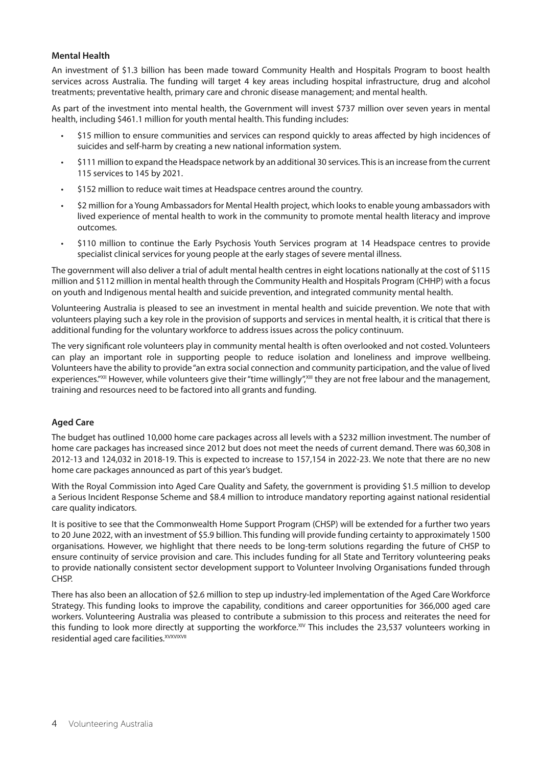## Mental Health

An investment of $1.3 billion has been made toward Community Health and Hospitals Program to boost health services across Australia. The funding will target 4 key areas including hospital infrastructure, drug and alcohol treatments; preventative health, primary care and chronic disease management; and mental health.

As part of the investment into mental health, the Government will invest $737 million over seven years in mental health, including $461.1 million for youth mental health. This funding includes:

- $15 million to ensure communities and services can respond quickly to areas affected by high incidences of suicides and self-harm by creating a new national information system.
- $111 million to expand the Headspace network by an additional 30 services. This is an increase from the current 115 services to 145 by 2021.
- $152 million to reduce wait times at Headspace centres around the country.
- $2 million for a Young Ambassadors for Mental Health project, which looks to enable young ambassadors with lived experience of mental health to work in the community to promote mental health literacy and improve outcomes.
- $110 million to continue the Early Psychosis Youth Services program at 14 Headspace centres to provide specialist clinical services for young people at the early stages of severe mental illness.

The government will also deliver a trial of adult mental health centres in eight locations nationally at the cost of $115 million and $112 million in mental health through the Community Health and Hospitals Program (CHHP) with a focus on youth and Indigenous mental health and suicide prevention, and integrated community mental health.

Volunteering Australia is pleased to see an investment in mental health and suicide prevention. We note that with volunteers playing such a key role in the provision of supports and services in mental health, it is critical that there is additional funding for the voluntary workforce to address issues across the policy continuum.

The very significant role volunteers play in community mental health is often overlooked and not costed. Volunteers can play an important role in supporting people to reduce isolation and loneliness and improve wellbeing. Volunteers have the ability to provide "an extra social connection and community participation, and the value of lived experiences."[XII] However, while volunteers give their "time willingly",[XIII] they are not free labour and the management, training and resources need to be factored into all grants and funding.

## Aged Care

The budget has outlined 10,000 home care packages across all levels with a $232 million investment. The number of home care packages has increased since 2012 but does not meet the needs of current demand. There was 60,308 in 2012-13 and 124,032 in 2018-19. This is expected to increase to 157,154 in 2022-23. We note that there are no new home care packages announced as part of this year's budget.

With the Royal Commission into Aged Care Quality and Safety, the government is providing $1.5 million to develop a Serious Incident Response Scheme and $8.4 million to introduce mandatory reporting against national residential care quality indicators.

It is positive to see that the Commonwealth Home Support Program (CHSP) will be extended for a further two years to 20 June 2022, with an investment of $5.9 billion. This funding will provide funding certainty to approximately 1500 organisations. However, we highlight that there needs to be long-term solutions regarding the future of CHSP to ensure continuity of service provision and care. This includes funding for all State and Territory volunteering peaks to provide nationally consistent sector development support to Volunteer Involving Organisations funded through CHSP.

There has also been an allocation of $2.6 million to step up industry-led implementation of the Aged Care Workforce Strategy. This funding looks to improve the capability, conditions and career opportunities for 366,000 aged care workers. Volunteering Australia was pleased to contribute a submission to this process and reiterates the need for this funding to look more directly at supporting the workforce.[XIV] This includes the 23,537 volunteers working in residential aged care facilities.[XV,XVI,XVII]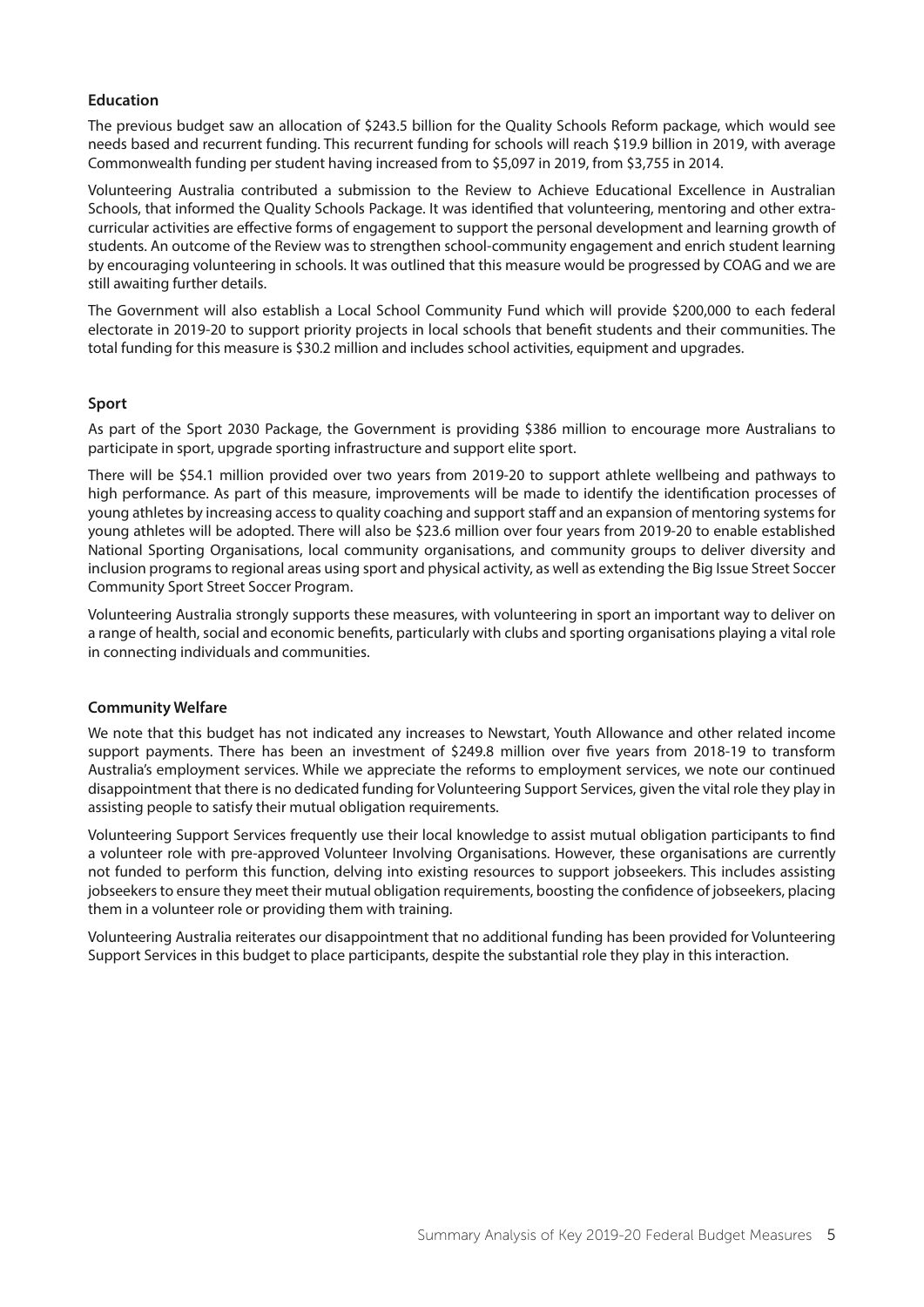### Education

The previous budget saw an allocation of $243.5 billion for the Quality Schools Reform package, which would see needs based and recurrent funding. This recurrent funding for schools will reach $19.9 billion in 2019, with average Commonwealth funding per student having increased from to $5,097 in 2019, from $3,755 in 2014.

Volunteering Australia contributed a submission to the Review to Achieve Educational Excellence in Australian Schools, that informed the Quality Schools Package. It was identified that volunteering, mentoring and other extra-curricular activities are effective forms of engagement to support the personal development and learning growth of students. An outcome of the Review was to strengthen school-community engagement and enrich student learning by encouraging volunteering in schools. It was outlined that this measure would be progressed by COAG and we are still awaiting further details.

The Government will also establish a Local School Community Fund which will provide $200,000 to each federal electorate in 2019-20 to support priority projects in local schools that benefit students and their communities. The total funding for this measure is $30.2 million and includes school activities, equipment and upgrades.

### Sport

As part of the Sport 2030 Package, the Government is providing $386 million to encourage more Australians to participate in sport, upgrade sporting infrastructure and support elite sport.

There will be $54.1 million provided over two years from 2019-20 to support athlete wellbeing and pathways to high performance. As part of this measure, improvements will be made to identify the identification processes of young athletes by increasing access to quality coaching and support staff and an expansion of mentoring systems for young athletes will be adopted. There will also be $23.6 million over four years from 2019-20 to enable established National Sporting Organisations, local community organisations, and community groups to deliver diversity and inclusion programs to regional areas using sport and physical activity, as well as extending the Big Issue Street Soccer Community Sport Street Soccer Program.

Volunteering Australia strongly supports these measures, with volunteering in sport an important way to deliver on a range of health, social and economic benefits, particularly with clubs and sporting organisations playing a vital role in connecting individuals and communities.

### Community Welfare

We note that this budget has not indicated any increases to Newstart, Youth Allowance and other related income support payments. There has been an investment of $249.8 million over five years from 2018-19 to transform Australia's employment services. While we appreciate the reforms to employment services, we note our continued disappointment that there is no dedicated funding for Volunteering Support Services, given the vital role they play in assisting people to satisfy their mutual obligation requirements.

Volunteering Support Services frequently use their local knowledge to assist mutual obligation participants to find a volunteer role with pre-approved Volunteer Involving Organisations. However, these organisations are currently not funded to perform this function, delving into existing resources to support jobseekers. This includes assisting jobseekers to ensure they meet their mutual obligation requirements, boosting the confidence of jobseekers, placing them in a volunteer role or providing them with training.

Volunteering Australia reiterates our disappointment that no additional funding has been provided for Volunteering Support Services in this budget to place participants, despite the substantial role they play in this interaction.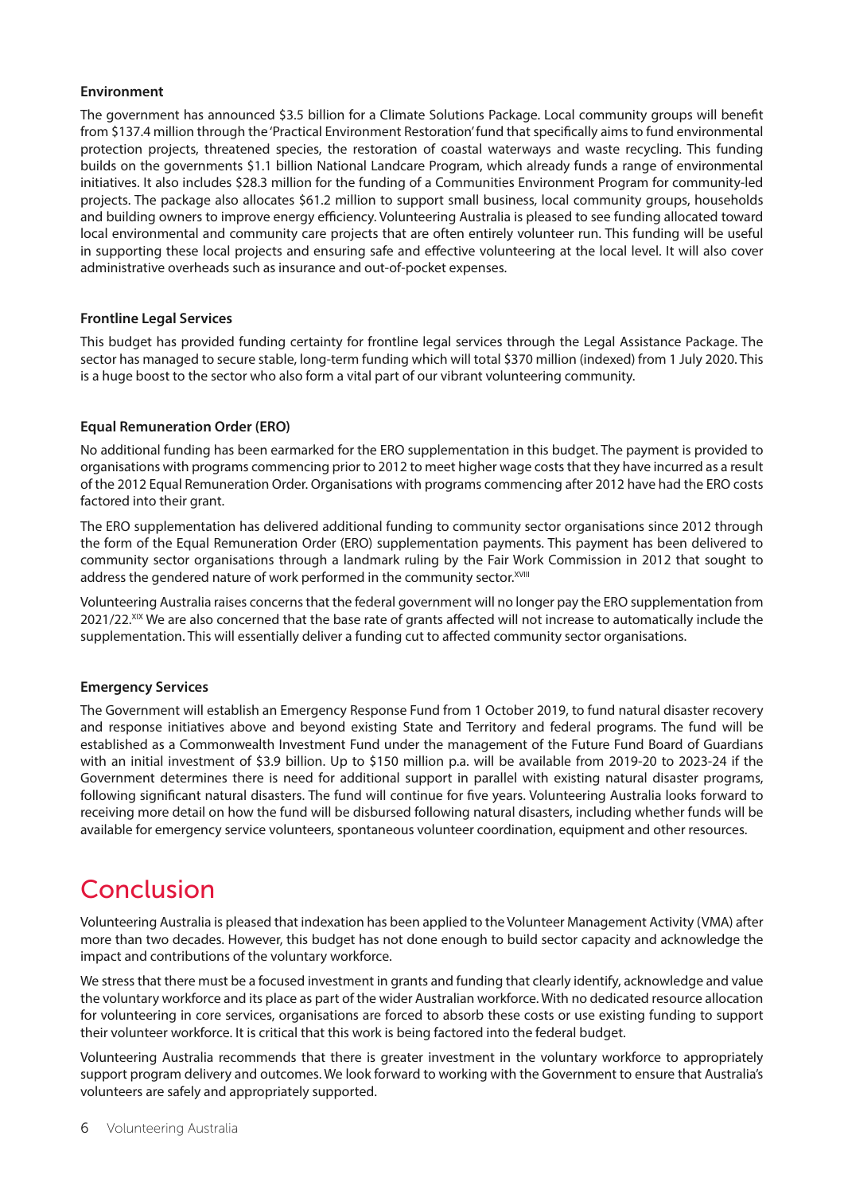### Environment

The government has announced $3.5 billion for a Climate Solutions Package. Local community groups will benefit from $137.4 million through the 'Practical Environment Restoration' fund that specifically aims to fund environmental protection projects, threatened species, the restoration of coastal waterways and waste recycling. This funding builds on the governments $1.1 billion National Landcare Program, which already funds a range of environmental initiatives. It also includes $28.3 million for the funding of a Communities Environment Program for community-led projects. The package also allocates $61.2 million to support small business, local community groups, households and building owners to improve energy efficiency. Volunteering Australia is pleased to see funding allocated toward local environmental and community care projects that are often entirely volunteer run. This funding will be useful in supporting these local projects and ensuring safe and effective volunteering at the local level. It will also cover administrative overheads such as insurance and out-of-pocket expenses.

### Frontline Legal Services

This budget has provided funding certainty for frontline legal services through the Legal Assistance Package. The sector has managed to secure stable, long-term funding which will total $370 million (indexed) from 1 July 2020. This is a huge boost to the sector who also form a vital part of our vibrant volunteering community.

### Equal Remuneration Order (ERO)

No additional funding has been earmarked for the ERO supplementation in this budget. The payment is provided to organisations with programs commencing prior to 2012 to meet higher wage costs that they have incurred as a result of the 2012 Equal Remuneration Order. Organisations with programs commencing after 2012 have had the ERO costs factored into their grant.

The ERO supplementation has delivered additional funding to community sector organisations since 2012 through the form of the Equal Remuneration Order (ERO) supplementation payments. This payment has been delivered to community sector organisations through a landmark ruling by the Fair Work Commission in 2012 that sought to address the gendered nature of work performed in the community sector.[XVIII]

Volunteering Australia raises concerns that the federal government will no longer pay the ERO supplementation from 2021/22.[XIX] We are also concerned that the base rate of grants affected will not increase to automatically include the supplementation. This will essentially deliver a funding cut to affected community sector organisations.

### Emergency Services

The Government will establish an Emergency Response Fund from 1 October 2019, to fund natural disaster recovery and response initiatives above and beyond existing State and Territory and federal programs. The fund will be established as a Commonwealth Investment Fund under the management of the Future Fund Board of Guardians with an initial investment of $3.9 billion. Up to $150 million p.a. will be available from 2019-20 to 2023-24 if the Government determines there is need for additional support in parallel with existing natural disaster programs, following significant natural disasters. The fund will continue for five years. Volunteering Australia looks forward to receiving more detail on how the fund will be disbursed following natural disasters, including whether funds will be available for emergency service volunteers, spontaneous volunteer coordination, equipment and other resources.

## Conclusion

Volunteering Australia is pleased that indexation has been applied to the Volunteer Management Activity (VMA) after more than two decades. However, this budget has not done enough to build sector capacity and acknowledge the impact and contributions of the voluntary workforce.

We stress that there must be a focused investment in grants and funding that clearly identify, acknowledge and value the voluntary workforce and its place as part of the wider Australian workforce. With no dedicated resource allocation for volunteering in core services, organisations are forced to absorb these costs or use existing funding to support their volunteer workforce. It is critical that this work is being factored into the federal budget.

Volunteering Australia recommends that there is greater investment in the voluntary workforce to appropriately support program delivery and outcomes. We look forward to working with the Government to ensure that Australia's volunteers are safely and appropriately supported.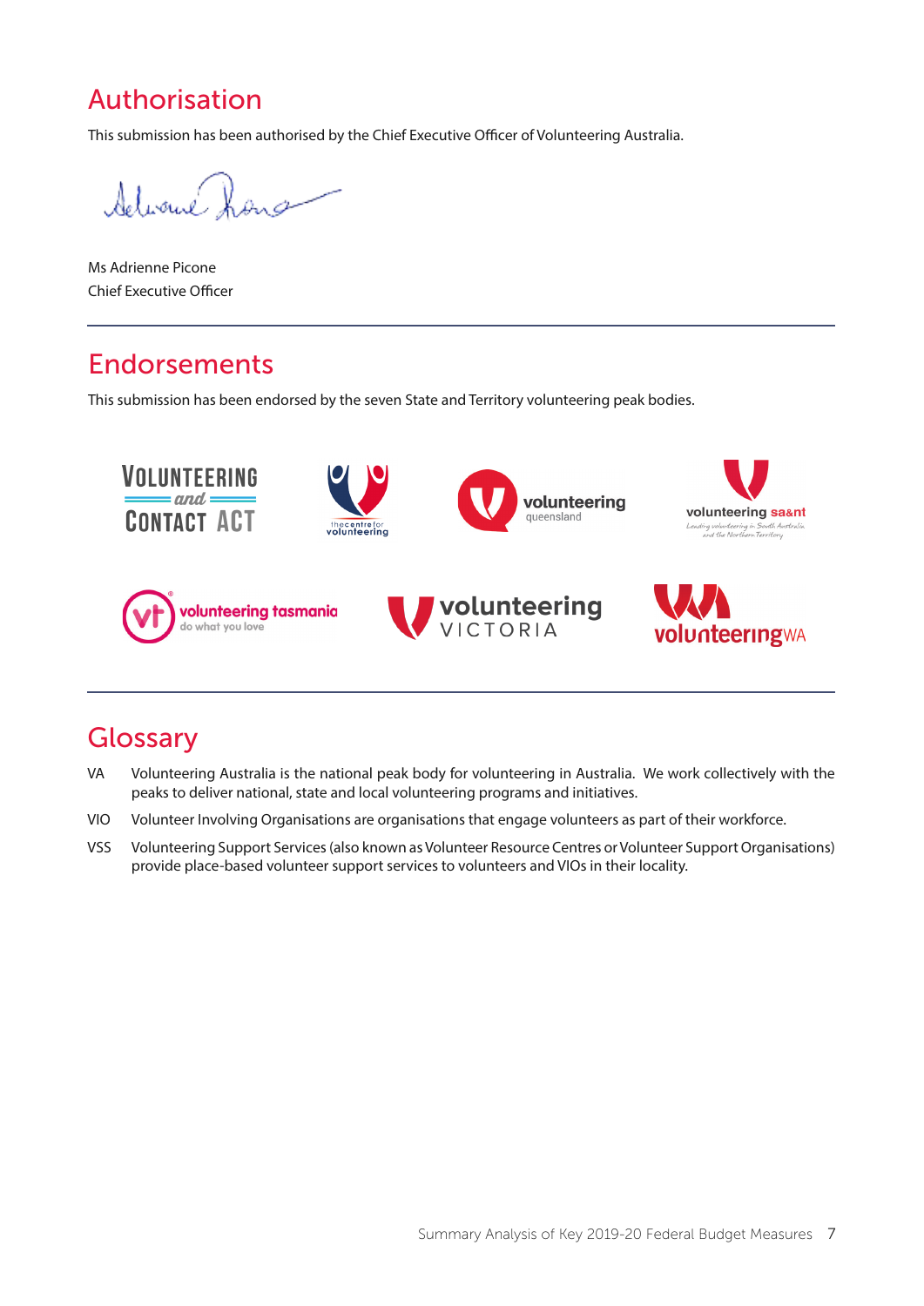## Authorisation

This submission has been authorised by the Chief Executive Officer of Volunteering Australia.

Ms Adrienne Picone
Chief Executive Officer

## Endorsements

This submission has been endorsed by the seven State and Territory volunteering peak bodies.

## Glossary

VA Volunteering Australia is the national peak body for volunteering in Australia. We work collectively with the peaks to deliver national, state and local volunteering programs and initiatives.

VIO Volunteer Involving Organisations are organisations that engage volunteers as part of their workforce.

VSS Volunteering Support Services (also known as Volunteer Resource Centres or Volunteer Support Organisations) provide place-based volunteer support services to volunteers and VIOs in their locality.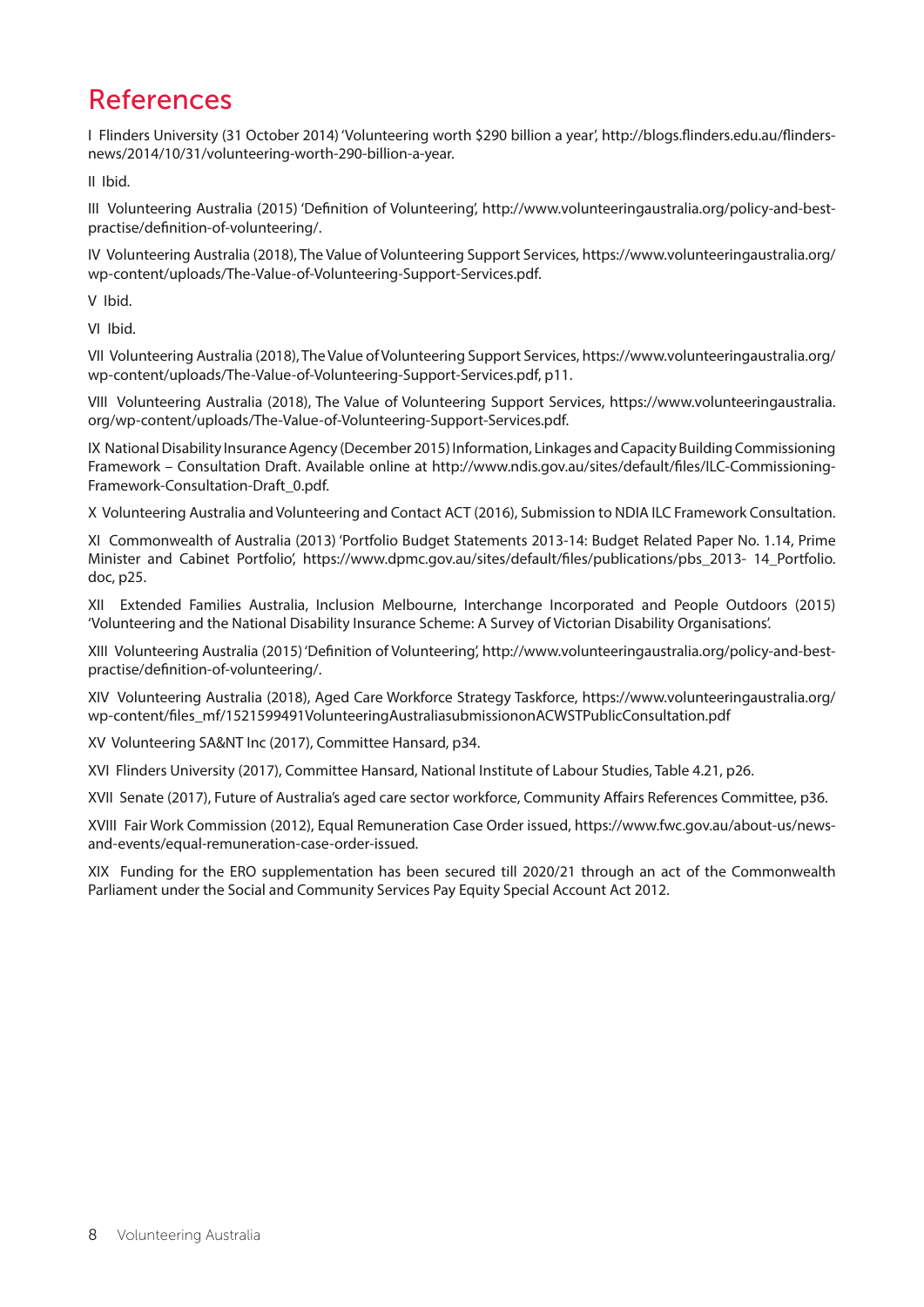# References

I Flinders University (31 October 2014) 'Volunteering worth $290 billion a year', http://blogs.flinders.edu.au/flinders-news/2014/10/31/volunteering-worth-290-billion-a-year.

II Ibid.

III Volunteering Australia (2015) 'Definition of Volunteering', http://www.volunteeringaustralia.org/policy-and-best-practise/definition-of-volunteering/.

IV Volunteering Australia (2018), The Value of Volunteering Support Services, https://www.volunteeringaustralia.org/wp-content/uploads/The-Value-of-Volunteering-Support-Services.pdf.

V Ibid.

VI Ibid.

VII Volunteering Australia (2018), The Value of Volunteering Support Services, https://www.volunteeringaustralia.org/wp-content/uploads/The-Value-of-Volunteering-Support-Services.pdf, p11.

VIII Volunteering Australia (2018), The Value of Volunteering Support Services, https://www.volunteeringaustralia.org/wp-content/uploads/The-Value-of-Volunteering-Support-Services.pdf.

IX National Disability Insurance Agency (December 2015) Information, Linkages and Capacity Building Commissioning Framework – Consultation Draft. Available online at http://www.ndis.gov.au/sites/default/files/ILC-Commissioning-Framework-Consultation-Draft_0.pdf.

X Volunteering Australia and Volunteering and Contact ACT (2016), Submission to NDIA ILC Framework Consultation.

XI Commonwealth of Australia (2013) 'Portfolio Budget Statements 2013-14: Budget Related Paper No. 1.14, Prime Minister and Cabinet Portfolio', https://www.dpmc.gov.au/sites/default/files/publications/pbs_2013- 14_Portfolio.doc, p25.

XII Extended Families Australia, Inclusion Melbourne, Interchange Incorporated and People Outdoors (2015) 'Volunteering and the National Disability Insurance Scheme: A Survey of Victorian Disability Organisations'.

XIII Volunteering Australia (2015) 'Definition of Volunteering', http://www.volunteeringaustralia.org/policy-and-best-practise/definition-of-volunteering/.

XIV Volunteering Australia (2018), Aged Care Workforce Strategy Taskforce, https://www.volunteeringaustralia.org/wp-content/files_mf/1521599491VolunteeringAustraliasubmissiononACWSTPublicConsultation.pdf

XV Volunteering SA&NT Inc (2017), Committee Hansard, p34.

XVI Flinders University (2017), Committee Hansard, National Institute of Labour Studies, Table 4.21, p26.

XVII Senate (2017), Future of Australia's aged care sector workforce, Community Affairs References Committee, p36.

XVIII Fair Work Commission (2012), Equal Remuneration Case Order issued, https://www.fwc.gov.au/about-us/news-and-events/equal-remuneration-case-order-issued.

XIX Funding for the ERO supplementation has been secured till 2020/21 through an act of the Commonwealth Parliament under the Social and Community Services Pay Equity Special Account Act 2012.